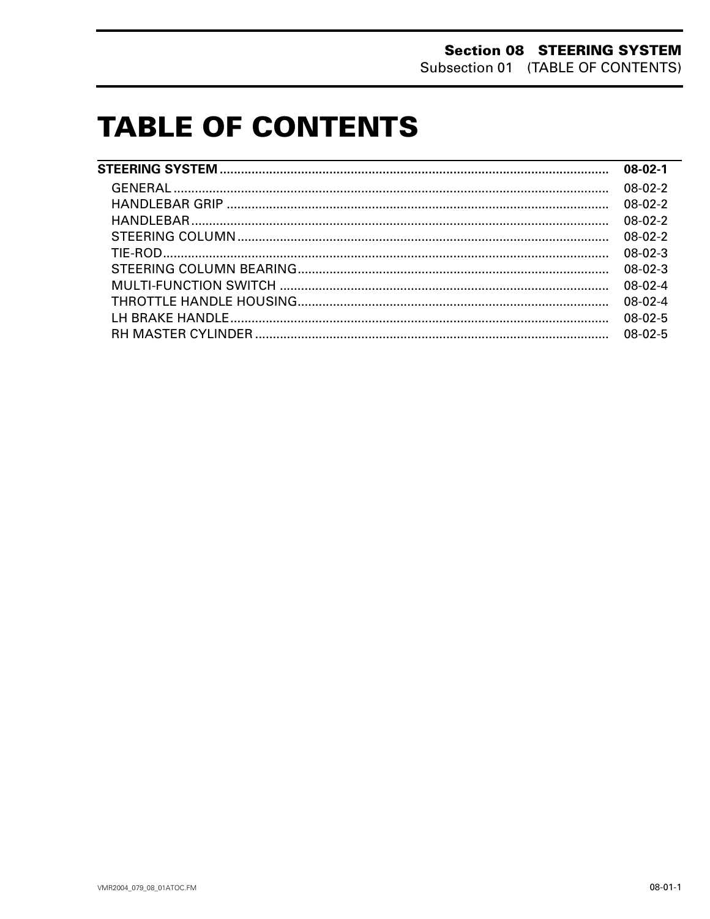# TABLE OF CONTENTS

| | |
|---|---|
| **STEERING SYSTEM** | **08-02-1** |
| GENERAL | 08-02-2 |
| HANDLEBAR GRIP | 08-02-2 |
| HANDLEBAR | 08-02-2 |
| STEERING COLUMN | 08-02-2 |
| TIE-ROD | 08-02-3 |
| STEERING COLUMN BEARING | 08-02-3 |
| MULTI-FUNCTION SWITCH | 08-02-4 |
| THROTTLE HANDLE HOUSING | 08-02-4 |
| LH BRAKE HANDLE | 08-02-5 |
| RH MASTER CYLINDER | 08-02-5 |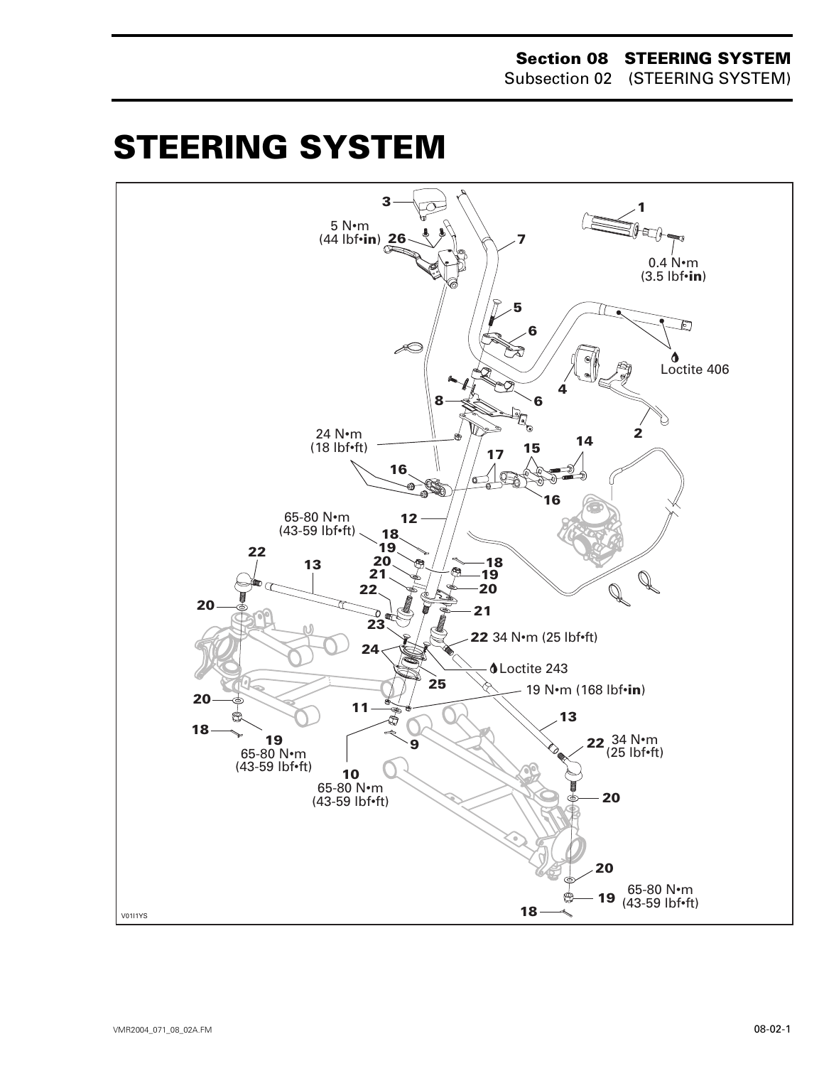# STEERING SYSTEM

3

5 N•m
(44 lbf•**in**) 26

7

1

0.4 N•m
(3.5 lbf•**in**)

5

6

Loctite 406

4

8

6

24 N•m
(18 lbf•ft)

2

17 15 14

16

16

65-80 N•m
(43-59 lbf•ft)

12

18

19

22

13

20

18

19

20

21

20

22

21

23

22 34 N•m (25 lbf•ft)

24

Loctite 243

25

20

19 N•m (168 lbf•**in**)

11

13

18

19

65-80 N•m
(43-59 lbf•ft)

9

22 34 N•m
(25 lbf•ft)

10

65-80 N•m
(43-59 lbf•ft)

20

20

19 65-80 N•m
(43-59 lbf•ft)

18

V01I1YS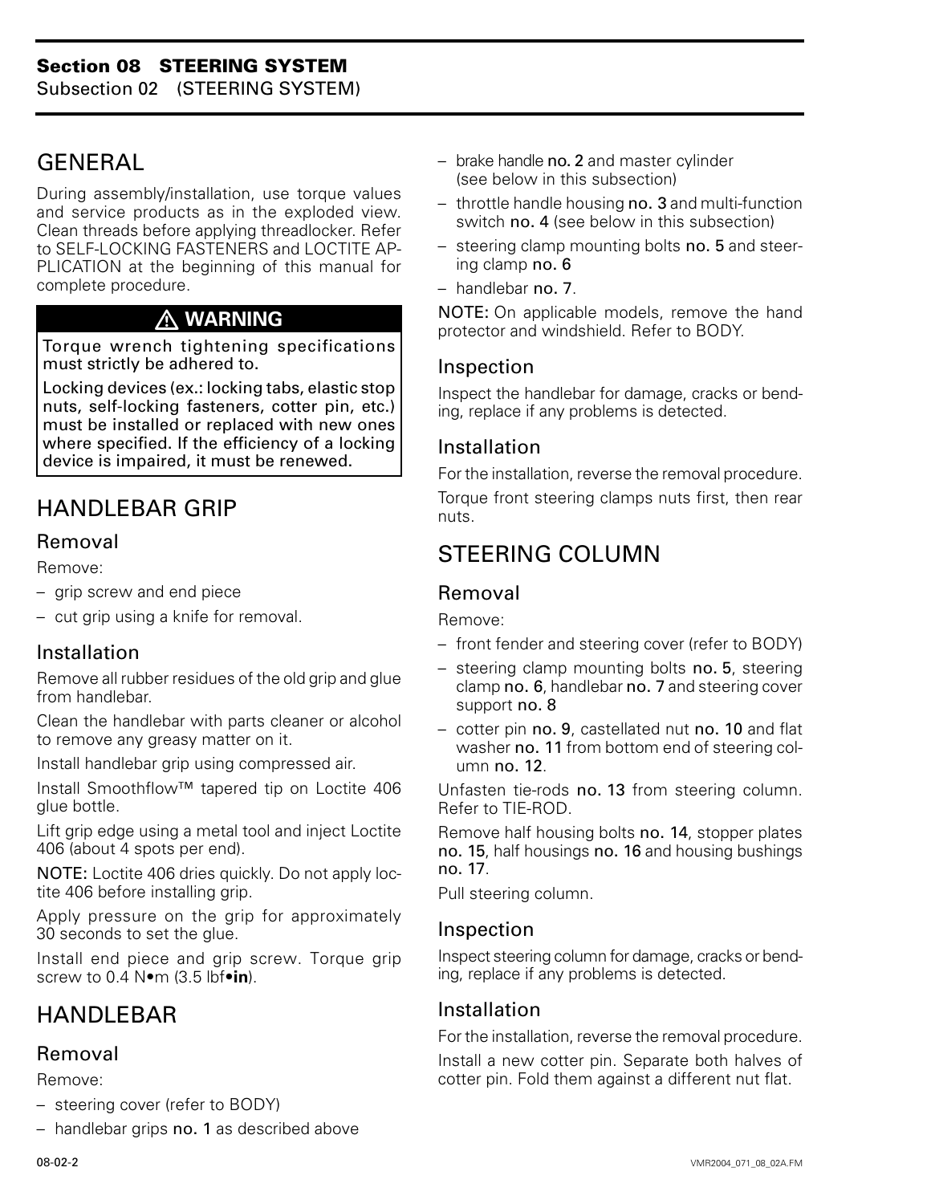## GENERAL

During assembly/installation, use torque values and service products as in the exploded view. Clean threads before applying threadlocker. Refer to SELF-LOCKING FASTENERS and LOCTITE APPLICATION at the beginning of this manual for complete procedure.

> ⚠ **WARNING**
>
> Torque wrench tightening specifications must strictly be adhered to.
>
> Locking devices (ex.: locking tabs, elastic stop nuts, self-locking fasteners, cotter pin, etc.) must be installed or replaced with new ones where specified. If the efficiency of a locking device is impaired, it must be renewed.

## HANDLEBAR GRIP

### Removal

Remove:

- grip screw and end piece
- cut grip using a knife for removal.

### Installation

Remove all rubber residues of the old grip and glue from handlebar.

Clean the handlebar with parts cleaner or alcohol to remove any greasy matter on it.

Install handlebar grip using compressed air.

Install Smoothflow™ tapered tip on Loctite 406 glue bottle.

Lift grip edge using a metal tool and inject Loctite 406 (about 4 spots per end).

NOTE: Loctite 406 dries quickly. Do not apply loctite 406 before installing grip.

Apply pressure on the grip for approximately 30 seconds to set the glue.

Install end piece and grip screw. Torque grip screw to 0.4 N•m (3.5 lbf•**in**).

## HANDLEBAR

### Removal

Remove:

- steering cover (refer to BODY)
- handlebar grips **no. 1** as described above
- brake handle **no. 2** and master cylinder (see below in this subsection)
- throttle handle housing **no. 3** and multi-function switch **no. 4** (see below in this subsection)
- steering clamp mounting bolts **no. 5** and steering clamp **no. 6**
- handlebar **no. 7**.

NOTE: On applicable models, remove the hand protector and windshield. Refer to BODY.

### Inspection

Inspect the handlebar for damage, cracks or bending, replace if any problems is detected.

### Installation

For the installation, reverse the removal procedure.

Torque front steering clamps nuts first, then rear nuts.

## STEERING COLUMN

### Removal

Remove:

- front fender and steering cover (refer to BODY)
- steering clamp mounting bolts **no. 5**, steering clamp **no. 6**, handlebar **no. 7** and steering cover support **no. 8**
- cotter pin **no. 9**, castellated nut **no. 10** and flat washer **no. 11** from bottom end of steering column **no. 12**.

Unfasten tie-rods **no. 13** from steering column. Refer to TIE-ROD.

Remove half housing bolts **no. 14**, stopper plates **no. 15**, half housings **no. 16** and housing bushings **no. 17**.

Pull steering column.

### Inspection

Inspect steering column for damage, cracks or bending, replace if any problems is detected.

### Installation

For the installation, reverse the removal procedure.

Install a new cotter pin. Separate both halves of cotter pin. Fold them against a different nut flat.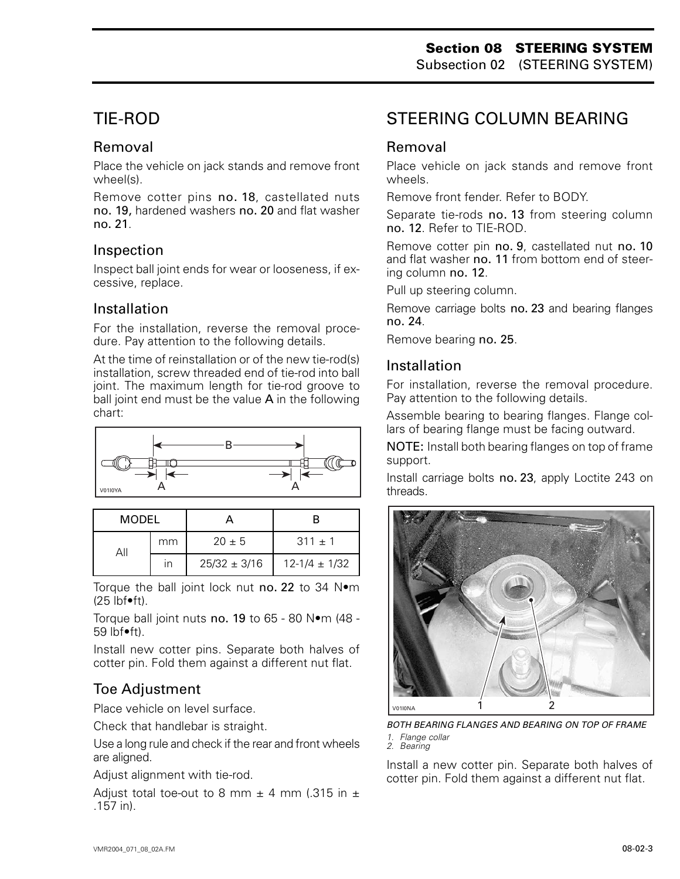## TIE-ROD

### Removal

Place the vehicle on jack stands and remove front wheel(s).

Remove cotter pins **no. 18**, castellated nuts **no. 19,** hardened washers **no. 20** and flat washer **no. 21**.

### Inspection

Inspect ball joint ends for wear or looseness, if excessive, replace.

### Installation

For the installation, reverse the removal procedure. Pay attention to the following details.

At the time of reinstallation or of the new tie-rod(s) installation, screw threaded end of tie-rod into ball joint. The maximum length for tie-rod groove to ball joint end must be the value **A** in the following chart:

V01I0YA

| MODEL | | A | B |
|---|---|---|---|
| All | mm | 20 ± 5 | 311 ± 1 |
| | in | 25/32 ± 3/16 | 12-1/4 ± 1/32 |

Torque the ball joint lock nut **no. 22** to 34 N•m (25 lbf•ft).

Torque ball joint nuts **no. 19** to 65 - 80 N•m (48 - 59 lbf•ft).

Install new cotter pins. Separate both halves of cotter pin. Fold them against a different nut flat.

### Toe Adjustment

Place vehicle on level surface.

Check that handlebar is straight.

Use a long rule and check if the rear and front wheels are aligned.

Adjust alignment with tie-rod.

Adjust total toe-out to 8 mm ± 4 mm (.315 in ± .157 in).

## STEERING COLUMN BEARING

### Removal

Place vehicle on jack stands and remove front wheels.

Remove front fender. Refer to BODY.

Separate tie-rods **no. 13** from steering column **no. 12**. Refer to TIE-ROD.

Remove cotter pin **no. 9**, castellated nut **no. 10** and flat washer **no. 11** from bottom end of steering column **no. 12**.

Pull up steering column.

Remove carriage bolts **no. 23** and bearing flanges **no. 24**.

Remove bearing **no. 25**.

### Installation

For installation, reverse the removal procedure. Pay attention to the following details.

Assemble bearing to bearing flanges. Flange collars of bearing flange must be facing outward.

**NOTE:** Install both bearing flanges on top of frame support.

Install carriage bolts **no. 23**, apply Loctite 243 on threads.

V01I0NA

*BOTH BEARING FLANGES AND BEARING ON TOP OF FRAME*
*1. Flange collar*
*2. Bearing*

Install a new cotter pin. Separate both halves of cotter pin. Fold them against a different nut flat.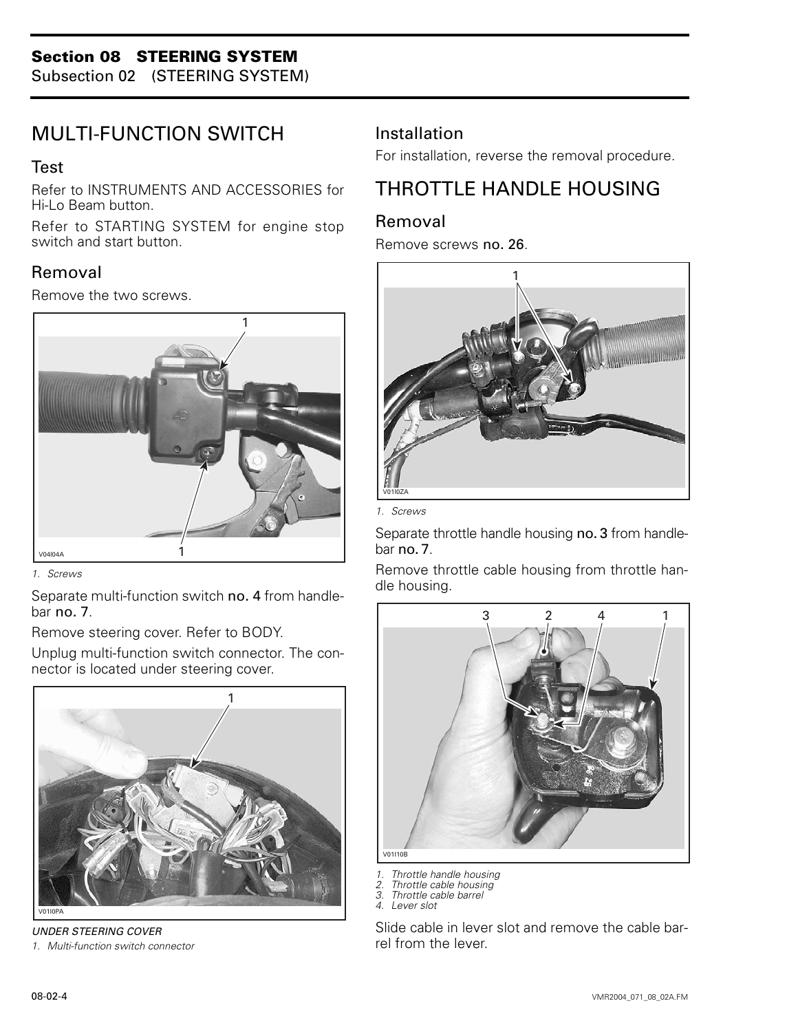## MULTI-FUNCTION SWITCH

### Test

Refer to INSTRUMENTS AND ACCESSORIES for Hi-Lo Beam button.

Refer to STARTING SYSTEM for engine stop switch and start button.

### Removal

Remove the two screws.

*1. Screws*

Separate multi-function switch **no. 4** from handlebar **no. 7**.

Remove steering cover. Refer to BODY.

Unplug multi-function switch connector. The connector is located under steering cover.

*UNDER STEERING COVER*
*1. Multi-function switch connector*

### Installation

For installation, reverse the removal procedure.

## THROTTLE HANDLE HOUSING

### Removal

Remove screws **no. 26**.

*1. Screws*

Separate throttle handle housing **no. 3** from handlebar **no. 7**.

Remove throttle cable housing from throttle handle housing.

*1. Throttle handle housing*
*2. Throttle cable housing*
*3. Throttle cable barrel*
*4. Lever slot*

Slide cable in lever slot and remove the cable barrel from the lever.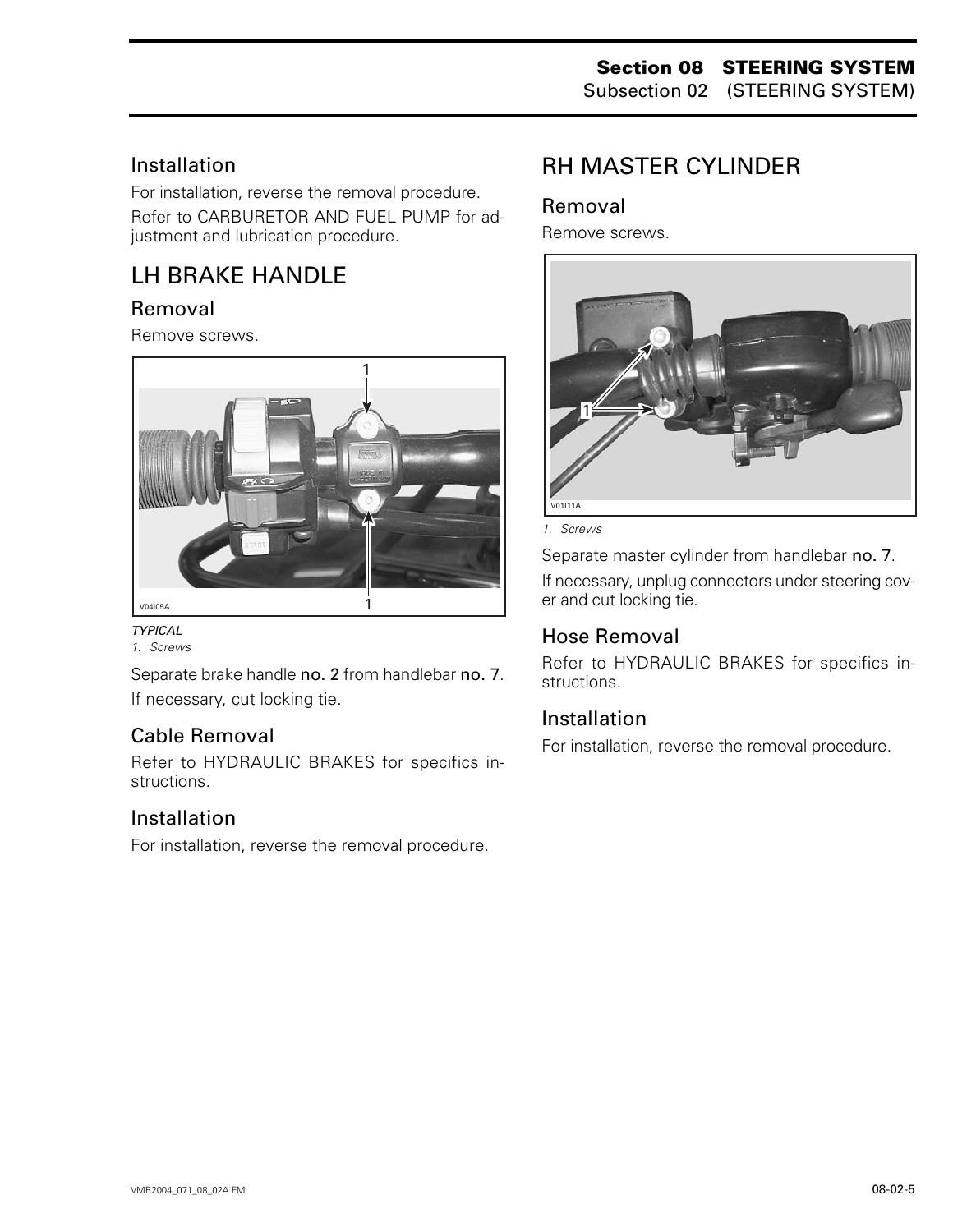### Installation

For installation, reverse the removal procedure.

Refer to CARBURETOR AND FUEL PUMP for adjustment and lubrication procedure.

## LH BRAKE HANDLE

### Removal

Remove screws.

*TYPICAL*
1. *Screws*

Separate brake handle **no. 2** from handlebar **no. 7**.

If necessary, cut locking tie.

### Cable Removal

Refer to HYDRAULIC BRAKES for specifics instructions.

### Installation

For installation, reverse the removal procedure.

## RH MASTER CYLINDER

### Removal

Remove screws.

1. *Screws*

Separate master cylinder from handlebar **no. 7**.

If necessary, unplug connectors under steering cover and cut locking tie.

### Hose Removal

Refer to HYDRAULIC BRAKES for specifics instructions.

### Installation

For installation, reverse the removal procedure.